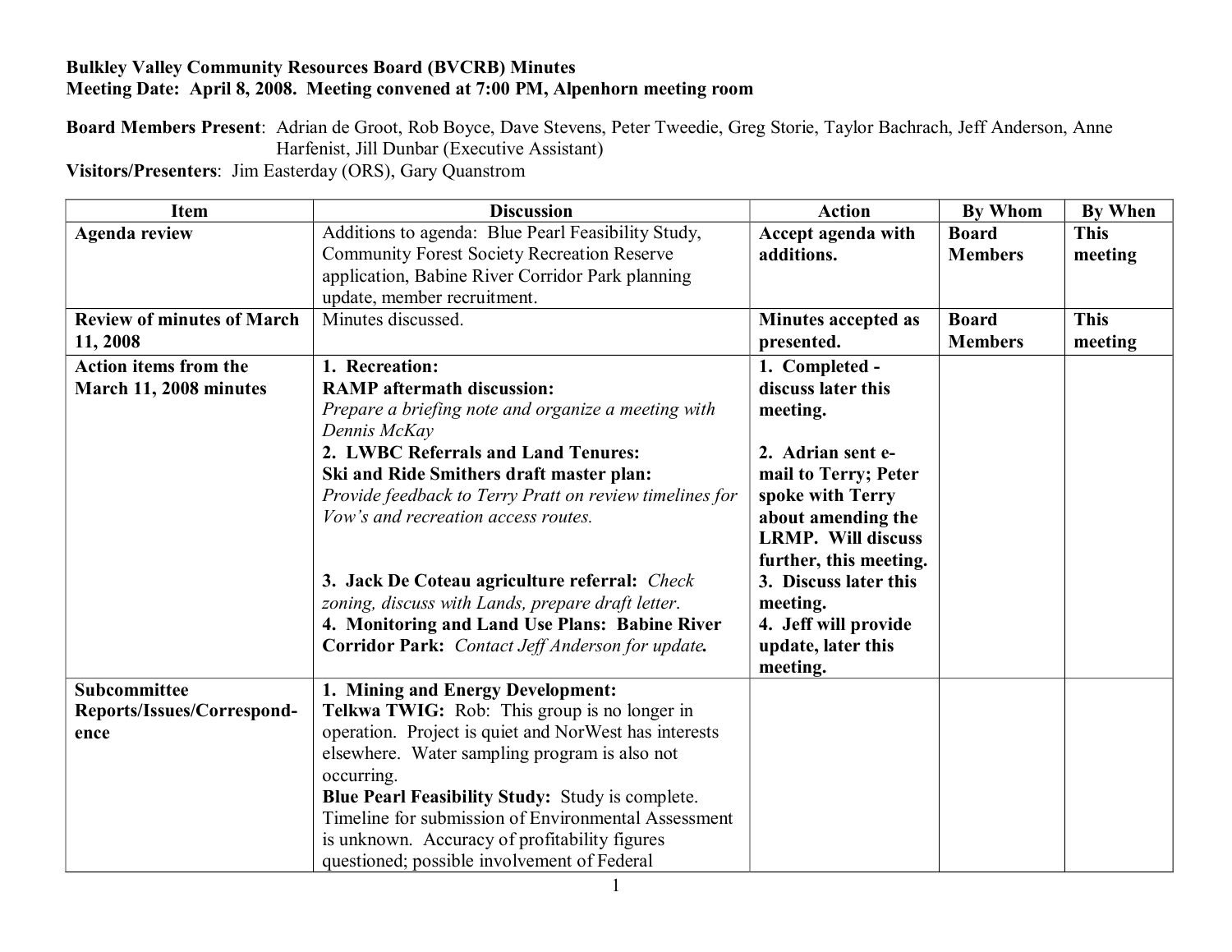**Bulkley Valley Community Resources Board (BVCRB) Minutes**
**Meeting Date: April 8, 2008. Meeting convened at 7:00 PM, Alpenhorn meeting room**

**Board Members Present**: Adrian de Groot, Rob Boyce, Dave Stevens, Peter Tweedie, Greg Storie, Taylor Bachrach, Jeff Anderson, Anne Harfenist, Jill Dunbar (Executive Assistant)
**Visitors/Presenters**: Jim Easterday (ORS), Gary Quanstrom

| Item | Discussion | Action | By Whom | By When |
|---|---|---|---|---|
| **Agenda review** | Additions to agenda: Blue Pearl Feasibility Study, Community Forest Society Recreation Reserve application, Babine River Corridor Park planning update, member recruitment. | **Accept agenda with additions.** | **Board Members** | **This meeting** |
| **Review of minutes of March 11, 2008** | Minutes discussed. | **Minutes accepted as presented.** | **Board Members** | **This meeting** |
| **Action items from the March 11, 2008 minutes** | **1. Recreation:** <br> **RAMP aftermath discussion:** <br> *Prepare a briefing note and organize a meeting with Dennis McKay* <br> **2. LWBC Referrals and Land Tenures:** <br> **Ski and Ride Smithers draft master plan:** <br> *Provide feedback to Terry Pratt on review timelines for Vow's and recreation access routes.* <br> **3. Jack De Coteau agriculture referral:** *Check zoning, discuss with Lands, prepare draft letter*. <br> **4. Monitoring and Land Use Plans: Babine River Corridor Park:** *Contact Jeff Anderson for update.* | **1. Completed - discuss later this meeting.** <br> **2. Adrian sent e-mail to Terry; Peter spoke with Terry about amending the LRMP. Will discuss further, this meeting.** <br> **3. Discuss later this meeting.** <br> **4. Jeff will provide update, later this meeting.** | | |
| **Subcommittee Reports/Issues/Correspondence** | **1. Mining and Energy Development:** <br> **Telkwa TWIG:** Rob: This group is no longer in operation. Project is quiet and NorWest has interests elsewhere. Water sampling program is also not occurring. <br> **Blue Pearl Feasibility Study:** Study is complete. Timeline for submission of Environmental Assessment is unknown. Accuracy of profitability figures questioned; possible involvement of Federal | | | |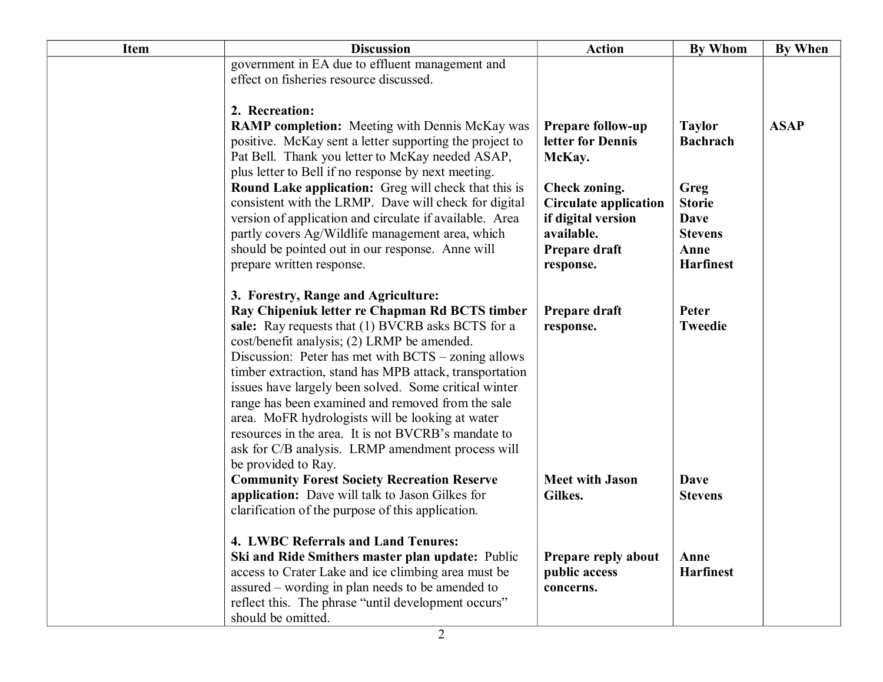| Item | Discussion | Action | By Whom | By When |
|---|---|---|---|---|
| | government in EA due to effluent management and effect on fisheries resource discussed. | | | |
| | **2. Recreation:** | | | |
| | **RAMP completion:** Meeting with Dennis McKay was positive. McKay sent a letter supporting the project to Pat Bell. Thank you letter to McKay needed ASAP, plus letter to Bell if no response by next meeting. | **Prepare follow-up letter for Dennis McKay.** | **Taylor Bachrach** | **ASAP** |
| | **Round Lake application:** Greg will check that this is consistent with the LRMP. Dave will check for digital version of application and circulate if available. Area partly covers Ag/Wildlife management area, which should be pointed out in our response. Anne will prepare written response. | **Check zoning.** **Circulate application if digital version available.** **Prepare draft response.** | **Greg Storie** **Dave Stevens** **Anne Harfinest** | |
| | **3. Forestry, Range and Agriculture:** | | | |
| | **Ray Chipeniuk letter re Chapman Rd BCTS timber sale:** Ray requests that (1) BVCRB asks BCTS for a cost/benefit analysis; (2) LRMP be amended. Discussion: Peter has met with BCTS – zoning allows timber extraction, stand has MPB attack, transportation issues have largely been solved. Some critical winter range has been examined and removed from the sale area. MoFR hydrologists will be looking at water resources in the area. It is not BVCRB's mandate to ask for C/B analysis. LRMP amendment process will be provided to Ray. | **Prepare draft response.** | **Peter Tweedie** | |
| | **Community Forest Society Recreation Reserve application:** Dave will talk to Jason Gilkes for clarification of the purpose of this application. | **Meet with Jason Gilkes.** | **Dave Stevens** | |
| | **4. LWBC Referrals and Land Tenures:** | | | |
| | **Ski and Ride Smithers master plan update:** Public access to Crater Lake and ice climbing area must be assured – wording in plan needs to be amended to reflect this. The phrase "until development occurs" should be omitted. | **Prepare reply about public access concerns.** | **Anne Harfinest** | |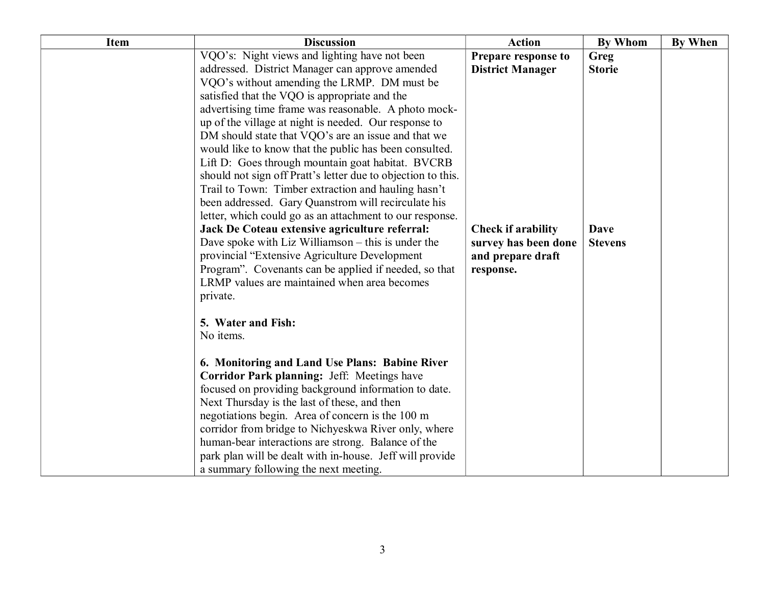| Item | Discussion | Action | By Whom | By When |
|---|---|---|---|---|
| | VQO's: Night views and lighting have not been addressed. District Manager can approve amended VQO's without amending the LRMP. DM must be satisfied that the VQO is appropriate and the advertising time frame was reasonable. A photo mock-up of the village at night is needed. Our response to DM should state that VQO's are an issue and that we would like to know that the public has been consulted.<br>Lift D: Goes through mountain goat habitat. BVCRB should not sign off Pratt's letter due to objection to this.<br>Trail to Town: Timber extraction and hauling hasn't been addressed. Gary Quanstrom will recirculate his letter, which could go as an attachment to our response. | **Prepare response to District Manager** | **Greg Storie** | |
| | **Jack De Coteau extensive agriculture referral:** Dave spoke with Liz Williamson – this is under the provincial "Extensive Agriculture Development Program". Covenants can be applied if needed, so that LRMP values are maintained when area becomes private.<br><br>**5. Water and Fish:**<br>No items.<br><br>**6. Monitoring and Land Use Plans: Babine River Corridor Park planning:** Jeff: Meetings have focused on providing background information to date. Next Thursday is the last of these, and then negotiations begin. Area of concern is the 100 m corridor from bridge to Nichyeskwa River only, where human-bear interactions are strong. Balance of the park plan will be dealt with in-house. Jeff will provide a summary following the next meeting. | **Check if arability survey has been done and prepare draft response.** | **Dave Stevens** | |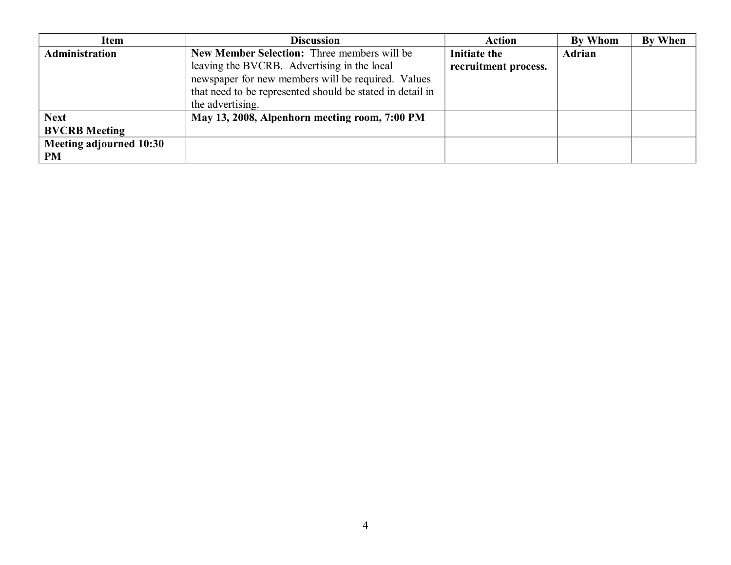| Item | Discussion | Action | By Whom | By When |
| --- | --- | --- | --- | --- |
| **Administration** | **New Member Selection:** Three members will be leaving the BVCRB. Advertising in the local newspaper for new members will be required. Values that need to be represented should be stated in detail in the advertising. | **Initiate the recruitment process.** | **Adrian** | |
| **Next BVCRB Meeting** | **May 13, 2008, Alpenhorn meeting room, 7:00 PM** | | | |
| **Meeting adjourned 10:30 PM** | | | | |